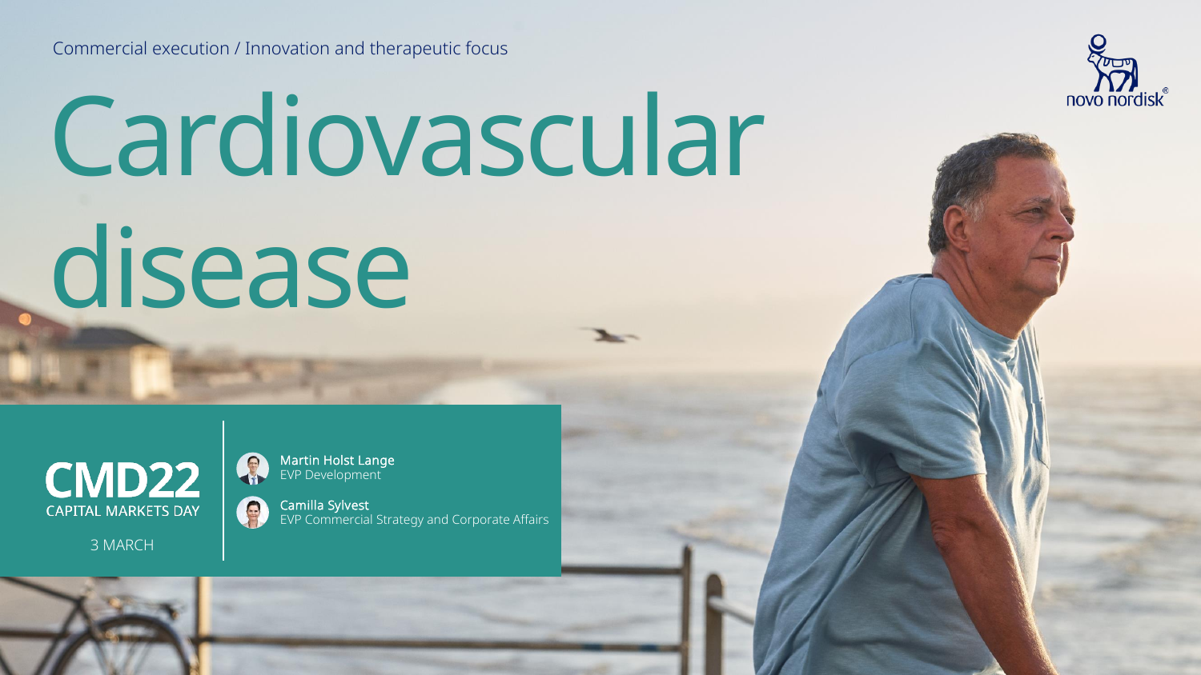Commercial execution / Innovation and therapeutic focus

# Cardiovascular disease

**CMD22**
CAPITAL MARKETS DAY

3 MARCH

**Martin Holst Lange**
EVP Development

**Camilla Sylvest**
EVP Commercial Strategy and Corporate Affairs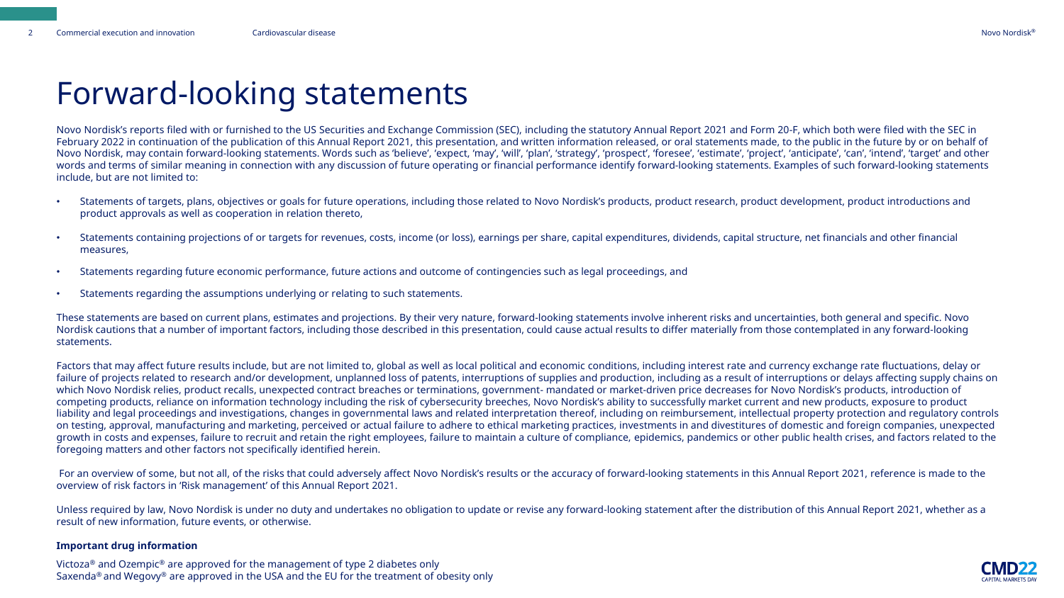# Forward-looking statements

Novo Nordisk's reports filed with or furnished to the US Securities and Exchange Commission (SEC), including the statutory Annual Report 2021 and Form 20-F, which both were filed with the SEC in February 2022 in continuation of the publication of this Annual Report 2021, this presentation, and written information released, or oral statements made, to the public in the future by or on behalf of Novo Nordisk, may contain forward-looking statements. Words such as 'believe', 'expect, 'may', 'will', 'plan', 'strategy', 'prospect', 'foresee', 'estimate', 'project', 'anticipate', 'can', 'intend', 'target' and other words and terms of similar meaning in connection with any discussion of future operating or financial performance identify forward-looking statements. Examples of such forward-looking statements include, but are not limited to:

- Statements of targets, plans, objectives or goals for future operations, including those related to Novo Nordisk's products, product research, product development, product introductions and product approvals as well as cooperation in relation thereto,
- Statements containing projections of or targets for revenues, costs, income (or loss), earnings per share, capital expenditures, dividends, capital structure, net financials and other financial measures,
- Statements regarding future economic performance, future actions and outcome of contingencies such as legal proceedings, and
- Statements regarding the assumptions underlying or relating to such statements.

These statements are based on current plans, estimates and projections. By their very nature, forward-looking statements involve inherent risks and uncertainties, both general and specific. Novo Nordisk cautions that a number of important factors, including those described in this presentation, could cause actual results to differ materially from those contemplated in any forward-looking statements.

Factors that may affect future results include, but are not limited to, global as well as local political and economic conditions, including interest rate and currency exchange rate fluctuations, delay or failure of projects related to research and/or development, unplanned loss of patents, interruptions of supplies and production, including as a result of interruptions or delays affecting supply chains on which Novo Nordisk relies, product recalls, unexpected contract breaches or terminations, government- mandated or market-driven price decreases for Novo Nordisk's products, introduction of competing products, reliance on information technology including the risk of cybersecurity breeches, Novo Nordisk's ability to successfully market current and new products, exposure to product liability and legal proceedings and investigations, changes in governmental laws and related interpretation thereof, including on reimbursement, intellectual property protection and regulatory controls on testing, approval, manufacturing and marketing, perceived or actual failure to adhere to ethical marketing practices, investments in and divestitures of domestic and foreign companies, unexpected growth in costs and expenses, failure to recruit and retain the right employees, failure to maintain a culture of compliance, epidemics, pandemics or other public health crises, and factors related to the foregoing matters and other factors not specifically identified herein.

For an overview of some, but not all, of the risks that could adversely affect Novo Nordisk's results or the accuracy of forward-looking statements in this Annual Report 2021, reference is made to the overview of risk factors in 'Risk management' of this Annual Report 2021.

Unless required by law, Novo Nordisk is under no duty and undertakes no obligation to update or revise any forward-looking statement after the distribution of this Annual Report 2021, whether as a result of new information, future events, or otherwise.

**Important drug information**

Victoza® and Ozempic® are approved for the management of type 2 diabetes only
Saxenda® and Wegovy® are approved in the USA and the EU for the treatment of obesity only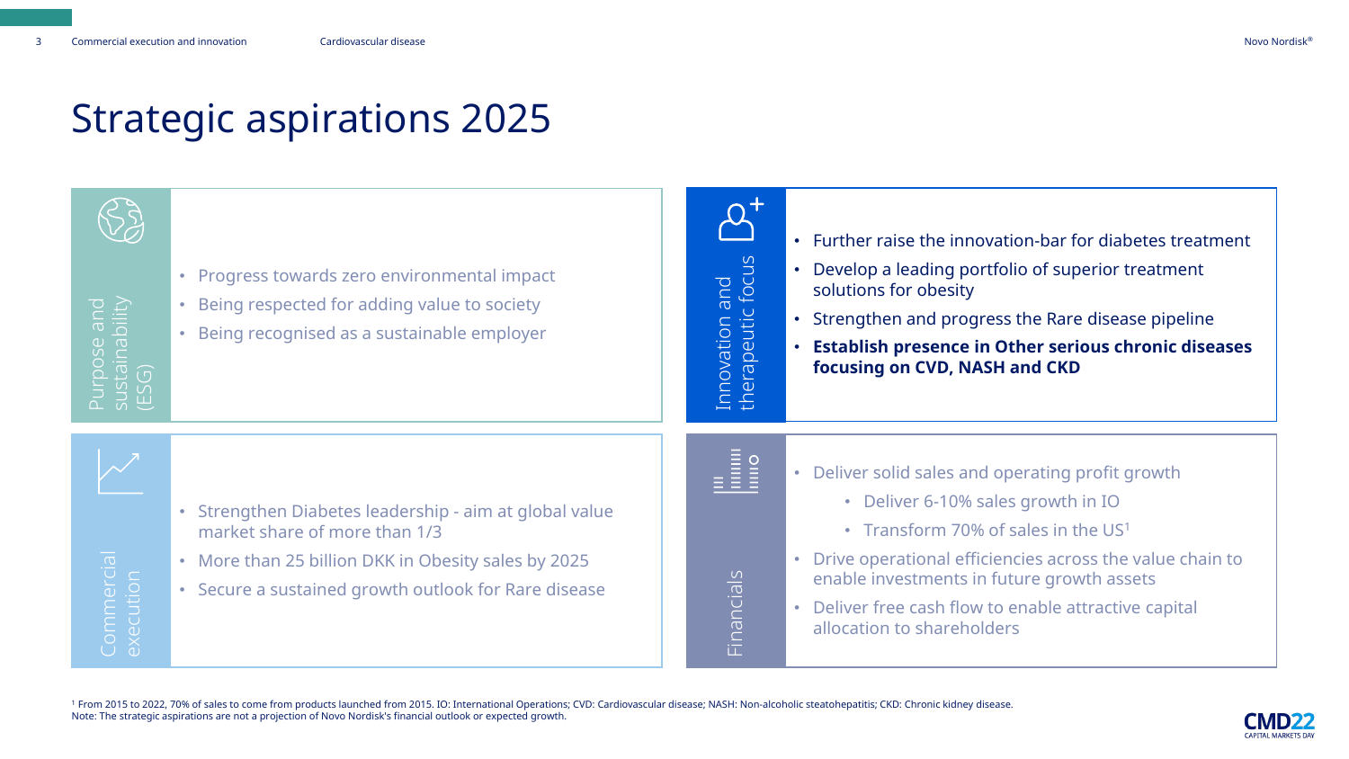# Strategic aspirations 2025

## Purpose and sustainability (ESG)

- Progress towards zero environmental impact
- Being respected for adding value to society
- Being recognised as a sustainable employer

## Innovation and therapeutic focus

- Further raise the innovation-bar for diabetes treatment
- Develop a leading portfolio of superior treatment solutions for obesity
- Strengthen and progress the Rare disease pipeline
- **Establish presence in Other serious chronic diseases focusing on CVD, NASH and CKD**

## Commercial execution

- Strengthen Diabetes leadership - aim at global value market share of more than 1/3
- More than 25 billion DKK in Obesity sales by 2025
- Secure a sustained growth outlook for Rare disease

## Financials

- Deliver solid sales and operating profit growth
  - Deliver 6-10% sales growth in IO
  - Transform 70% of sales in the US[1]
- Drive operational efficiencies across the value chain to enable investments in future growth assets
- Deliver free cash flow to enable attractive capital allocation to shareholders

[1] From 2015 to 2022, 70% of sales to come from products launched from 2015. IO: International Operations; CVD: Cardiovascular disease; NASH: Non-alcoholic steatohepatitis; CKD: Chronic kidney disease.
Note: The strategic aspirations are not a projection of Novo Nordisk's financial outlook or expected growth.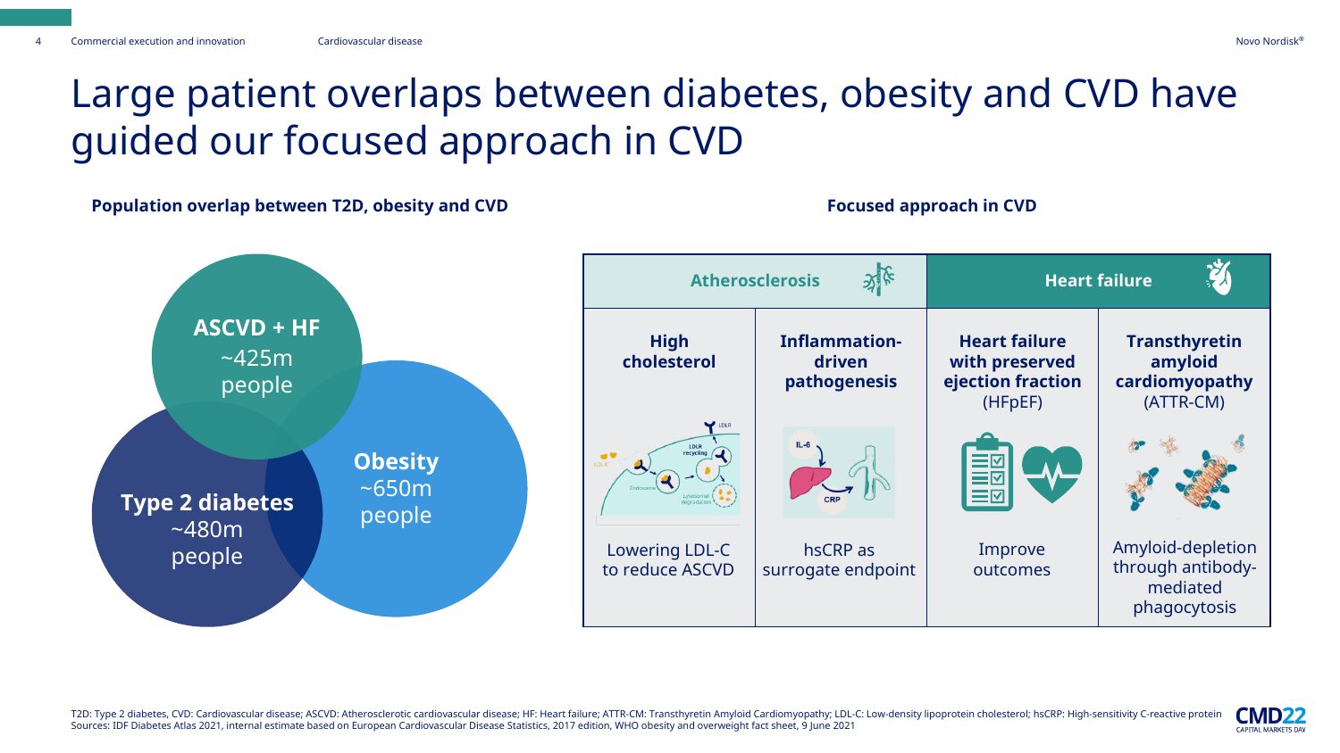# Large patient overlaps between diabetes, obesity and CVD have guided our focused approach in CVD

**Population overlap between T2D, obesity and CVD**

- **ASCVD + HF** ~425m people
- **Type 2 diabetes** ~480m people
- **Obesity** ~650m people

**Focused approach in CVD**

| Atherosclerosis | | Heart failure | |
|---|---|---|---|
| **High cholesterol** | **Inflammation-driven pathogenesis** | **Heart failure with preserved ejection fraction** (HFpEF) | **Transthyretin amyloid cardiomyopathy** (ATTR-CM) |
| Lowering LDL-C to reduce ASCVD | hsCRP as surrogate endpoint | Improve outcomes | Amyloid-depletion through antibody-mediated phagocytosis |

T2D: Type 2 diabetes, CVD: Cardiovascular disease; ASCVD: Atherosclerotic cardiovascular disease; HF: Heart failure; ATTR-CM: Transthyretin Amyloid Cardiomyopathy; LDL-C: Low-density lipoprotein cholesterol; hsCRP: High-sensitivity C-reactive protein
Sources: IDF Diabetes Atlas 2021, internal estimate based on European Cardiovascular Disease Statistics, 2017 edition, WHO obesity and overweight fact sheet, 9 June 2021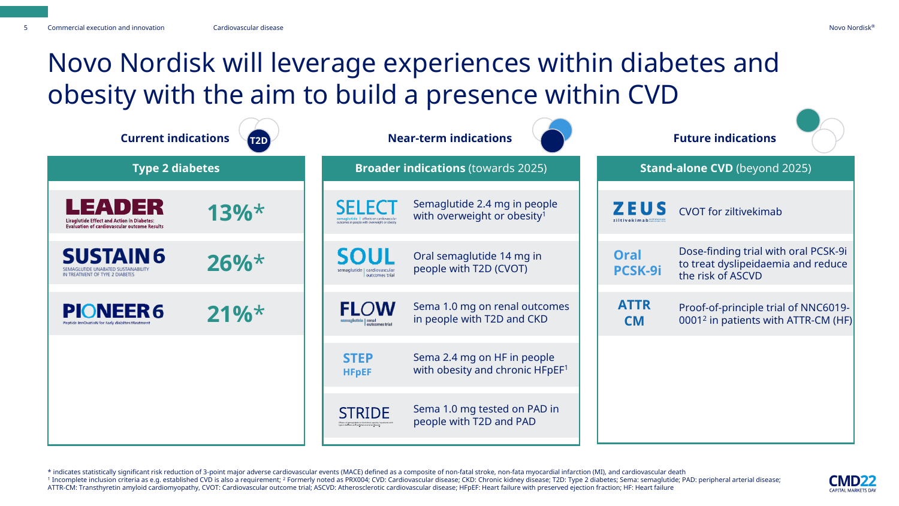# Novo Nordisk will leverage experiences within diabetes and obesity with the aim to build a presence within CVD

## Current indications

**Type 2 diabetes**

| Trial | Risk reduction |
|---|---|
| **LEADER** – Liraglutide Effect and Action in Diabetes: Evaluation of cardiovascular outcome Results | 13%* |
| **SUSTAIN 6** – SEMAGLUTIDE UNABATED SUSTAINABILITY IN TREATMENT OF TYPE 2 DIABETES | 26%* |
| **PIONEER 6** – Peptide InnOvatioN for Early diabEtes tReatment | 21%* |

## Near-term indications

**Broader indications** (towards 2025)

| Trial | Description |
|---|---|
| **SELECT** | Semaglutide 2.4 mg in people with overweight or obesity[1] |
| **SOUL** | Oral semaglutide 14 mg in people with T2D (CVOT) |
| **FLOW** | Sema 1.0 mg on renal outcomes in people with T2D and CKD |
| **STEP HFpEF** | Sema 2.4 mg on HF in people with obesity and chronic HFpEF[1] |
| **STRIDE** | Sema 1.0 mg tested on PAD in people with T2D and PAD |

## Future indications

**Stand-alone CVD** (beyond 2025)

| Trial | Description |
|---|---|
| **ZEUS** | CVOT for ziltivekimab |
| **Oral PCSK-9i** | Dose-finding trial with oral PCSK-9i to treat dyslipeidaemia and reduce the risk of ASCVD |
| **ATTR CM** | Proof-of-principle trial of NNC6019-0001[2] in patients with ATTR-CM (HF) |

\* indicates statistically significant risk reduction of 3-point major adverse cardiovascular events (MACE) defined as a composite of non-fatal stroke, non-fata myocardial infarction (MI), and cardiovascular death
[1] Incomplete inclusion criteria as e.g. established CVD is also a requirement; [2] Formerly noted as PRX004; CVD: Cardiovascular disease; CKD: Chronic kidney disease; T2D: Type 2 diabetes; Sema: semaglutide; PAD: peripheral arterial disease; ATTR-CM: Transthyretin amyloid cardiomyopathy, CVOT: Cardiovascular outcome trial; ASCVD: Atherosclerotic cardiovascular disease; HFpEF: Heart failure with preserved ejection fraction; HF: Heart failure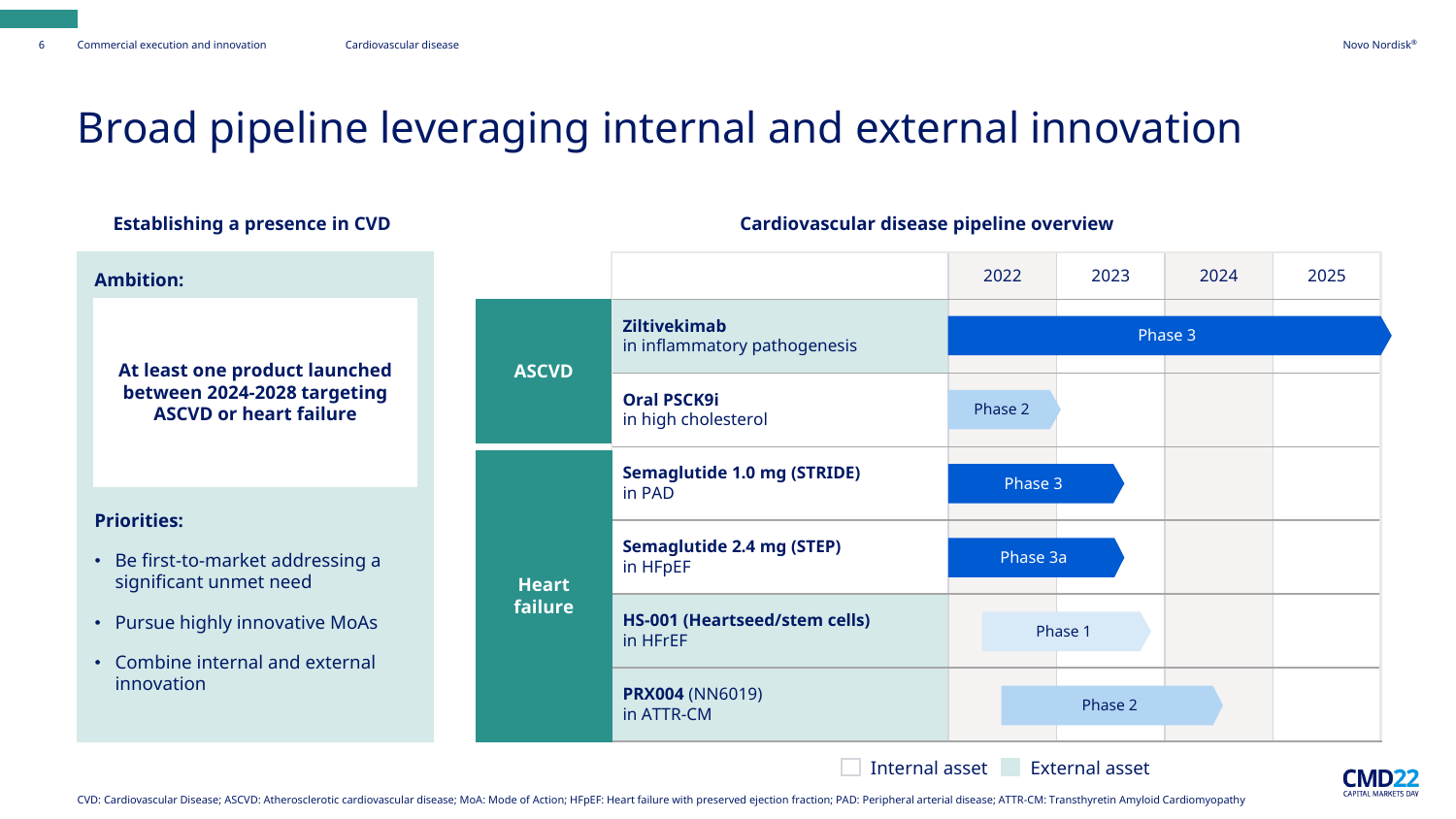# Broad pipeline leveraging internal and external innovation

### Establishing a presence in CVD

**Ambition:**

**At least one product launched between 2024-2028 targeting ASCVD or heart failure**

**Priorities:**

- Be first-to-market addressing a significant unmet need
- Pursue highly innovative MoAs
- Combine internal and external innovation

### Cardiovascular disease pipeline overview

| | | 2022 | 2023 | 2024 | 2025 |
|---|---|---|---|---|---|
| ASCVD | **Ziltivekimab** in inflammatory pathogenesis | Phase 3 | | | |
| ASCVD | **Oral PSCK9i** in high cholesterol | Phase 2 | | | |
| Heart failure | **Semaglutide 1.0 mg (STRIDE)** in PAD | Phase 3 | | | |
| Heart failure | **Semaglutide 2.4 mg (STEP)** in HFpEF | Phase 3a | | | |
| Heart failure | **HS-001 (Heartseed/stem cells)** in HFrEF | Phase 1 | | | |
| Heart failure | **PRX004** (NN6019) in ATTR-CM | Phase 2 | | | |

Internal asset | External asset

CVD: Cardiovascular Disease; ASCVD: Atherosclerotic cardiovascular disease; MoA: Mode of Action; HFpEF: Heart failure with preserved ejection fraction; PAD: Peripheral arterial disease; ATTR-CM: Transthyretin Amyloid Cardiomyopathy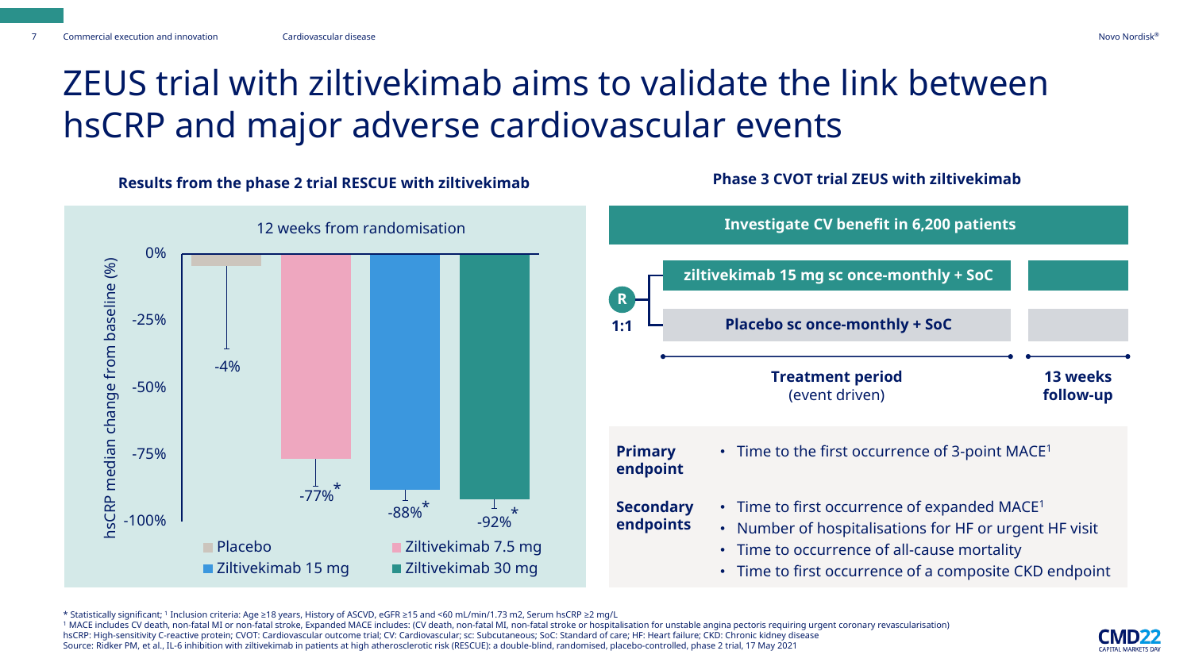# ZEUS trial with ziltivekimab aims to validate the link between hsCRP and major adverse cardiovascular events

## Results from the phase 2 trial RESCUE with ziltivekimab

12 weeks from randomisation

hsCRP median change from baseline (%)

| Group | hsCRP median change from baseline |
| --- | --- |
| Placebo | -4% |
| Ziltivekimab 7.5 mg | -77%* |
| Ziltivekimab 15 mg | -88%* |
| Ziltivekimab 30 mg | -92%* |

## Phase 3 CVOT trial ZEUS with ziltivekimab

**Investigate CV benefit in 6,200 patients**

**R 1:1**

- **ziltivekimab 15 mg sc once-monthly + SoC**
- **Placebo sc once-monthly + SoC**

**Treatment period** (event driven) | **13 weeks follow-up**

**Primary endpoint**

- Time to the first occurrence of 3-point MACE[1]

**Secondary endpoints**

- Time to first occurrence of expanded MACE[1]
- Number of hospitalisations for HF or urgent HF visit
- Time to occurrence of all-cause mortality
- Time to first occurrence of a composite CKD endpoint

\* Statistically significant; [1] Inclusion criteria: Age ≥18 years, History of ASCVD, eGFR ≥15 and <60 mL/min/1.73 m2, Serum hsCRP ≥2 mg/L

[1] MACE includes CV death, non-fatal MI or non-fatal stroke, Expanded MACE includes: (CV death, non-fatal MI, non-fatal stroke or hospitalisation for unstable angina pectoris requiring urgent coronary revascularisation)

hsCRP: High-sensitivity C-reactive protein; CVOT: Cardiovascular outcome trial; CV: Cardiovascular; sc: Subcutaneous; SoC: Standard of care; HF: Heart failure; CKD: Chronic kidney disease

Source: Ridker PM, et al., IL-6 inhibition with ziltivekimab in patients at high atherosclerotic risk (RESCUE): a double-blind, randomised, placebo-controlled, phase 2 trial, 17 May 2021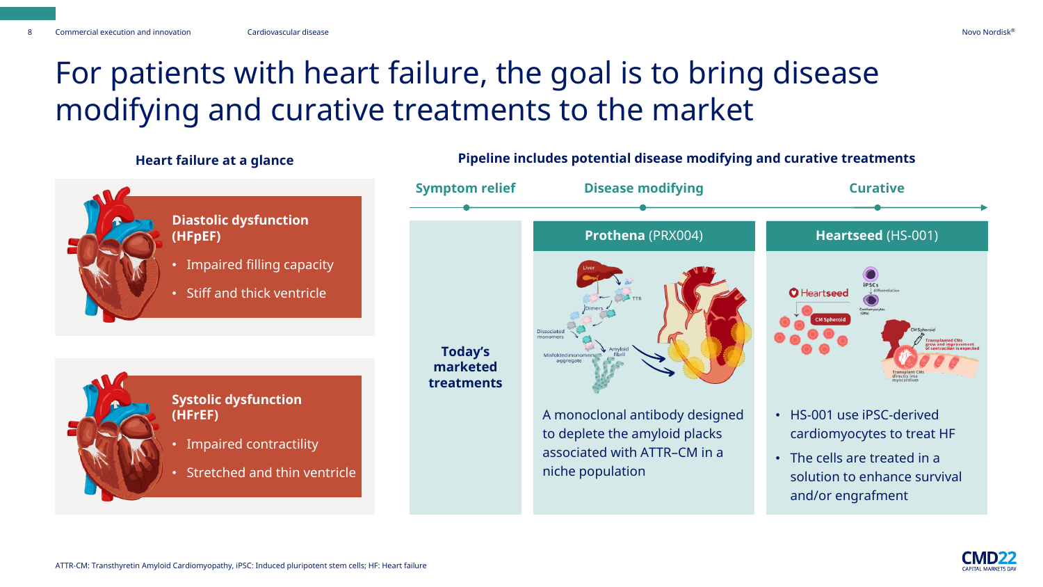# For patients with heart failure, the goal is to bring disease modifying and curative treatments to the market

## Heart failure at a glance

**Diastolic dysfunction (HFpEF)**

- Impaired filling capacity
- Stiff and thick ventricle

**Systolic dysfunction (HFrEF)**

- Impaired contractility
- Stretched and thin ventricle

## Pipeline includes potential disease modifying and curative treatments

**Symptom relief** → **Disease modifying** → **Curative**

**Today's marketed treatments**

**Prothena** (PRX004)

A monoclonal antibody designed to deplete the amyloid placks associated with ATTR–CM in a niche population

**Heartseed** (HS-001)

- HS-001 use iPSC-derived cardiomyocytes to treat HF
- The cells are treated in a solution to enhance survival and/or engraftment

ATTR-CM: Transthyretin Amyloid Cardiomyopathy, iPSC: Induced pluripotent stem cells; HF: Heart failure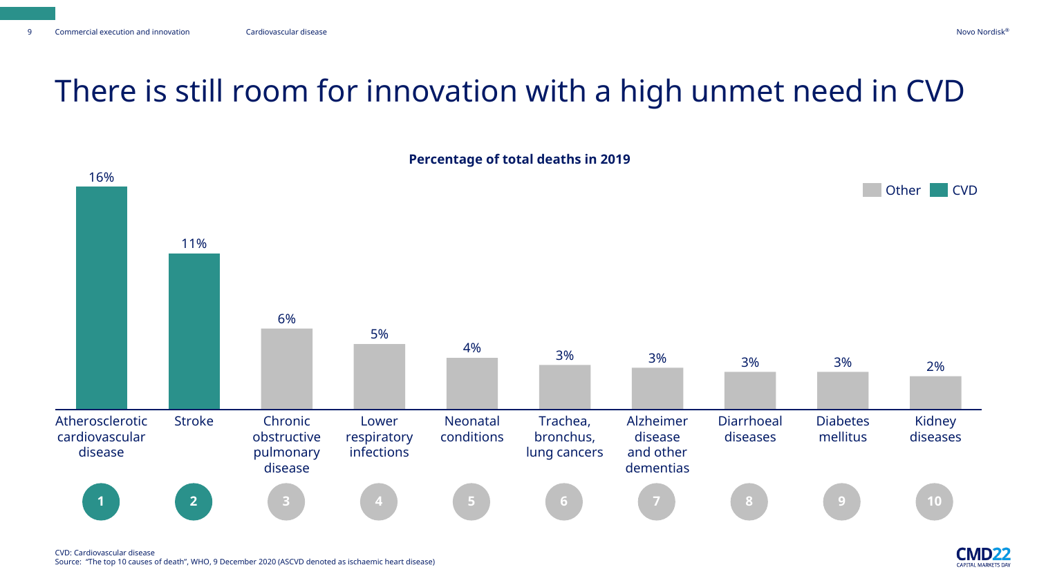# There is still room for innovation with a high unmet need in CVD

**Percentage of total deaths in 2019**

| Rank | Cause | Percentage | Category |
|---|---|---|---|
| 1 | Atherosclerotic cardiovascular disease | 16% | CVD |
| 2 | Stroke | 11% | CVD |
| 3 | Chronic obstructive pulmonary disease | 6% | Other |
| 4 | Lower respiratory infections | 5% | Other |
| 5 | Neonatal conditions | 4% | Other |
| 6 | Trachea, bronchus, lung cancers | 3% | Other |
| 7 | Alzheimer disease and other dementias | 3% | Other |
| 8 | Diarrhoeal diseases | 3% | Other |
| 9 | Diabetes mellitus | 3% | Other |
| 10 | Kidney diseases | 2% | Other |

CVD: Cardiovascular disease
Source: "The top 10 causes of death", WHO, 9 December 2020 (ASCVD denoted as ischaemic heart disease)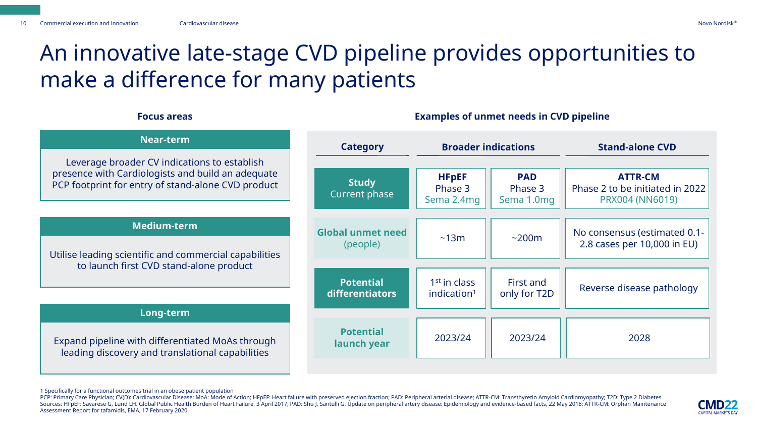# An innovative late-stage CVD pipeline provides opportunities to make a difference for many patients

**Focus areas**

**Near-term**

Leverage broader CV indications to establish presence with Cardiologists and build an adequate PCP footprint for entry of stand-alone CVD product

**Medium-term**

Utilise leading scientific and commercial capabilities to launch first CVD stand-alone product

**Long-term**

Expand pipeline with differentiated MoAs through leading discovery and translational capabilities

**Examples of unmet needs in CVD pipeline**

| Category | Broader indications | | Stand-alone CVD |
|---|---|---|---|
| **Study** Current phase | **HFpEF** Phase 3 Sema 2.4mg | **PAD** Phase 3 Sema 1.0mg | **ATTR-CM** Phase 2 to be initiated in 2022 PRX004 (NN6019) |
| **Global unmet need** (people) | ~13m | ~200m | No consensus (estimated 0.1-2.8 cases per 10,000 in EU) |
| **Potential differentiators** | 1st in class indication[1] | First and only for T2D | Reverse disease pathology |
| **Potential launch year** | 2023/24 | 2023/24 | 2028 |

1 Specifically for a functional outcomes trial in an obese patient population

PCP: Primary Care Physician; CV(D): Cardiovascular Disease; MoA: Mode of Action; HFpEF: Heart failure with preserved ejection fraction; PAD: Peripheral arterial disease; ATTR-CM: Transthyretin Amyloid Cardiomyopathy; T2D: Type 2 Diabetes
Sources: HFpEF: Savarese G, Lund LH. Global Public Health Burden of Heart Failure, 3 April 2017; PAD: Shu J, Santulli G. Update on peripheral artery disease: Epidemiology and evidence-based facts, 22 May 2018; ATTR-CM: Orphan Maintenance Assessment Report for tafamidis, EMA, 17 February 2020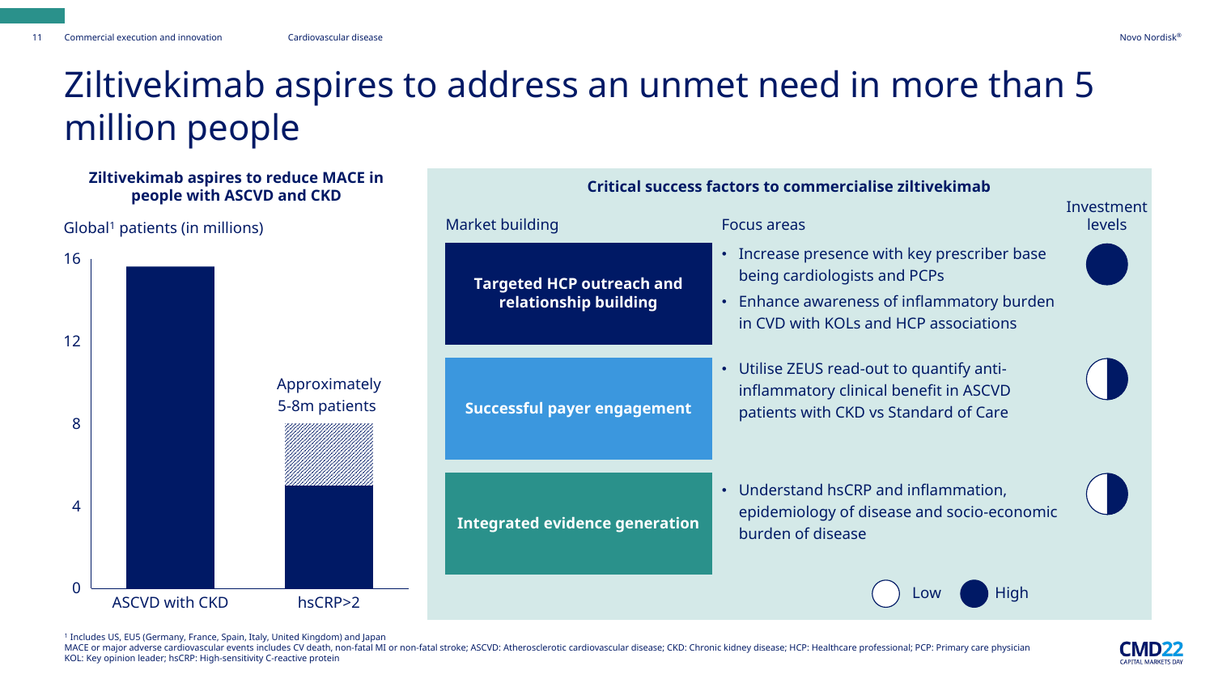# Ziltivekimab aspires to address an unmet need in more than 5 million people

**Ziltivekimab aspires to reduce MACE in people with ASCVD and CKD**

Global[1] patients (in millions)

| | ASCVD with CKD | hsCRP>2 |
|---|---|---|
| Patients (millions) | ~15.5 | Approximately 5-8m patients |

**Critical success factors to commercialise ziltivekimab**

| Market building | Focus areas | Investment levels |
|---|---|---|
| **Targeted HCP outreach and relationship building** | • Increase presence with key prescriber base being cardiologists and PCPs<br>• Enhance awareness of inflammatory burden in CVD with KOLs and HCP associations | High |
| **Successful payer engagement** | • Utilise ZEUS read-out to quantify anti-inflammatory clinical benefit in ASCVD patients with CKD vs Standard of Care | Medium |
| **Integrated evidence generation** | • Understand hsCRP and inflammation, epidemiology of disease and socio-economic burden of disease | Medium |

Low / High

[1] Includes US, EU5 (Germany, France, Spain, Italy, United Kingdom) and Japan

MACE or major adverse cardiovascular events includes CV death, non-fatal MI or non-fatal stroke; ASCVD: Atherosclerotic cardiovascular disease; CKD: Chronic kidney disease; HCP: Healthcare professional; PCP: Primary care physician

KOL: Key opinion leader; hsCRP: High-sensitivity C-reactive protein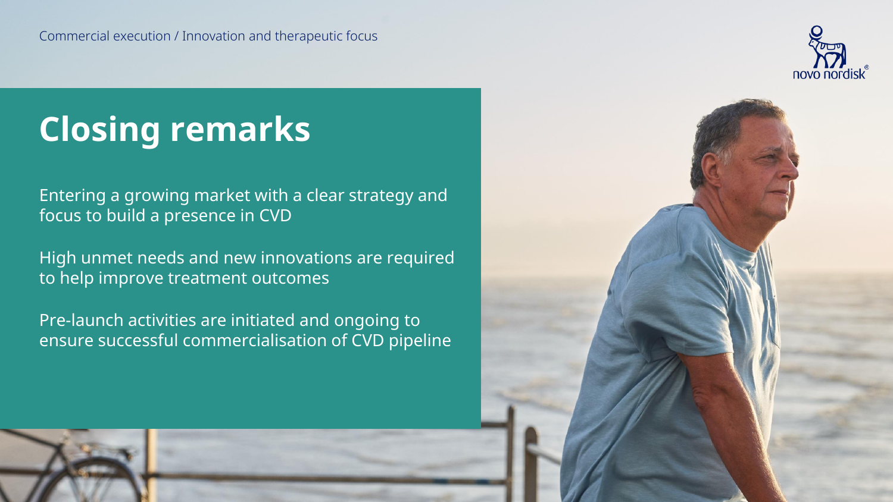Commercial execution / Innovation and therapeutic focus

# Closing remarks

Entering a growing market with a clear strategy and focus to build a presence in CVD

High unmet needs and new innovations are required to help improve treatment outcomes

Pre-launch activities are initiated and ongoing to ensure successful commercialisation of CVD pipeline